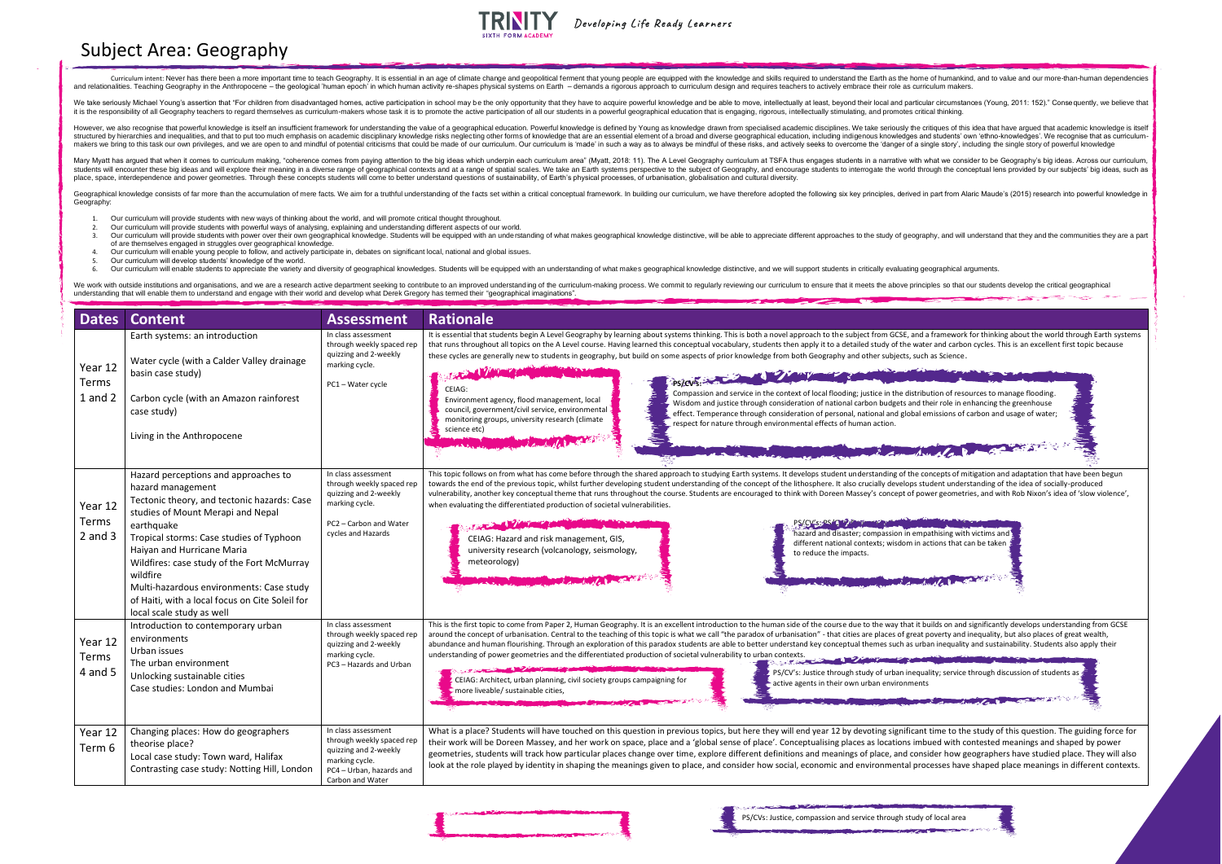# Subject Area: Geography

Developing Life Ready Learners

Curriculum intent: Never has there been a more important time to teach Geography. It is essential in an age of climate change and geopolitical ferment that young people are equipped with the knowledge and skills required to understand the Earth as the home of humankind, and to value and our more-than-human dependencies and relationalities. Teaching Geography in the Anthropocene – the geological 'human epoch' in which human activity re-shapes physical systems on Earth – demands a rigorous approach to curriculum design and requires teachers to actively embrace their role as curriculum makers.

We take seriously Michael Young's assertion that "For children from disadvantaged homes, active participation in school may be the only opportunity that they have to acquire powerful knowledge and be able to move, intellectually at least, beyond their local and particular circumstances (Young, 2011: 152)." Consequently, we believe that it is the responsibility of all Geography teachers to regard themselves as curriculum-makers whose task it is to promote the active participation of all our students in a powerful geographical education that is engaging, rigorous, intellectually stimulating, and promotes critical thinking.

However, we also recognise that powerful knowledge is itself an insufficient framework for understanding the value of a geographical education. Powerful knowledge is defined by Young as knowledge drawn from specialised academic disciplines. We take seriously the critiques of this idea that have argued that academic knowledge is itself structured by hierarchies and inequalities, and that to put too much emphasis on academic disciplinary knowledge risks neglecting other forms of knowledge that are an essential element of a broad and diverse geographical education, including indigenous knowledges and students' own 'ethno-knowledges'. We recognise that as curriculum-makers we bring to this task our own privileges, and we are open to and mindful of potential criticisms that could be made of our curriculum. Our curriculum is 'made' in such a way as to always be mindful of these risks, and actively seeks to overcome the 'danger of a single story', including the single story of powerful knowledge

Mary Myatt has argued that when it comes to curriculum making, "coherence comes from paying attention to the big ideas which underpin each curriculum area" (Myatt, 2018: 11). The A Level Geography curriculum at TSFA thus engages students in a narrative with what we consider to be Geography's big ideas. Across our curriculum, students will encounter these big ideas and will explore their meaning in a diverse range of geographical contexts and at a range of spatial scales. We take an Earth systems perspective to the subject of Geography, and encourage students to interrogate the world through the conceptual lens provided by our subjects' big ideas, such as place, space, interdependence and power geometries. Through these concepts students will come to better understand questions of sustainability, of Earth's physical processes, of urbanisation, globalisation and cultural diversity.

Geographical knowledge consists of far more than the accumulation of mere facts. We aim for a truthful understanding of the facts set within a critical conceptual framework. In building our curriculum, we have therefore adopted the following six key principles, derived in part from Alaric Maude's (2015) research into powerful knowledge in Geography:

1. Our curriculum will provide students with new ways of thinking about the world, and will promote critical thought throughout.
2. Our curriculum will provide students with powerful ways of analysing, explaining and understanding different aspects of our world.
3. Our curriculum will provide students with power over their own geographical knowledge. Students will be equipped with an understanding of what makes geographical knowledge distinctive, will be able to appreciate different approaches to the study of geography, and will understand that they and the communities they are a part of are themselves engaged in struggles over geographical knowledge.
4. Our curriculum will enable young people to follow, and actively participate in, debates on significant local, national and global issues.
5. Our curriculum will develop students' knowledge of the world.
6. Our curriculum will enable students to appreciate the variety and diversity of geographical knowledges. Students will be equipped with an understanding of what makes geographical knowledge distinctive, and we will support students in critically evaluating geographical arguments.

We work with outside institutions and organisations, and we are a research active department seeking to contribute to an improved understanding of the curriculum-making process. We commit to regularly reviewing our curriculum to ensure that it meets the above principles so that our students develop the critical geographical understanding that will enable them to understand and engage with their world and develop what Derek Gregory has termed their "geographical imaginations".

| Dates | Content | Assessment | Rationale |
|---|---|---|---|
| Year 12 Terms 1 and 2 | Earth systems: an introduction<br><br>Water cycle (with a Calder Valley drainage basin case study)<br><br>Carbon cycle (with an Amazon rainforest case study)<br><br>Living in the Anthropocene | In class assessment through weekly spaced rep quizzing and 2-weekly marking cycle.<br><br>PC1 – Water cycle | It is essential that students begin A Level Geography by learning about systems thinking. This is both a novel approach to the subject from GCSE, and a framework for thinking about the world through Earth systems that runs throughout all topics on the A Level course. Having learned this conceptual vocabulary, students then apply it to a detailed study of the water and carbon cycles. This is an excellent first topic because these cycles are generally new to students in geography, but build on some aspects of prior knowledge from both Geography and other subjects, such as Science.<br><br>CEIAG: Environment agency, flood management, local council, government/civil service, environmental monitoring groups, university research (climate science etc)<br><br>PS/CVS: Compassion and service in the context of local flooding; justice in the distribution of resources to manage flooding. Wisdom and justice through consideration of national carbon budgets and their role in enhancing the greenhouse effect. Temperance through consideration of personal, national and global emissions of carbon and usage of water; respect for nature through environmental effects of human action. |
| Year 12 Terms 2 and 3 | Hazard perceptions and approaches to hazard management<br>Tectonic theory, and tectonic hazards: Case studies of Mount Merapi and Nepal earthquake<br>Tropical storms: Case studies of Typhoon Haiyan and Hurricane Maria<br>Wildfires: case study of the Fort McMurray wildfire<br>Multi-hazardous environments: Case study of Haiti, with a local focus on Cite Soleil for local scale study as well | In class assessment through weekly spaced rep quizzing and 2-weekly marking cycle.<br><br>PC2 – Carbon and Water cycles and Hazards | This topic follows on from what has come before through the shared approach to studying Earth systems. It develops student understanding of the concepts of mitigation and adaptation that have been begun towards the end of the previous topic, whilst further developing student understanding of the concept of the lithosphere. It also crucially develops student understanding of the idea of socially-produced vulnerability, another key conceptual theme that runs throughout the course. Students are encouraged to think with Doreen Massey's concept of power geometries, and with Rob Nixon's idea of 'slow violence', when evaluating the differentiated production of societal vulnerabilities.<br><br>CEIAG: Hazard and risk management, GIS, university research (volcanology, seismology, meteorology)<br><br>PS/CVs: ... hazard and disaster; compassion in empathising with victims and different national contexts; wisdom in actions that can be taken to reduce the impacts. |
| Year 12 Terms 4 and 5 | Introduction to contemporary urban environments<br>Urban issues<br>The urban environment<br>Unlocking sustainable cities<br>Case studies: London and Mumbai | In class assessment through weekly spaced rep quizzing and 2-weekly marking cycle.<br>PC3 – Hazards and Urban | This is the first topic to come from Paper 2, Human Geography. It is an excellent introduction to the human side of the course due to the way that it builds on and significantly develops understanding from GCSE around the concept of urbanisation. Central to the teaching of this topic is what we call "the paradox of urbanisation" - that cities are places of great poverty and inequality, but also places of great wealth, abundance and human flourishing. Through an exploration of this paradox students are able to better understand key conceptual themes such as urban inequality and sustainability. Students also apply their understanding of power geometries and the differentiated production of societal vulnerability to urban contexts.<br><br>CEIAG: Architect, urban planning, civil society groups campaigning for more liveable/ sustainable cities,<br><br>PS/CV's: Justice through study of urban inequality; service through discussion of students as active agents in their own urban environments |
| Year 12 Term 6 | Changing places: How do geographers theorise place?<br>Local case study: Town ward, Halifax<br>Contrasting case study: Notting Hill, London | In class assessment through weekly spaced rep quizzing and 2-weekly marking cycle.<br>PC4 – Urban, hazards and Carbon and Water | What is a place? Students will have touched on this question in previous topics, but here they will end year 12 by devoting significant time to the study of this question. The guiding force for their work will be Doreen Massey, and her work on space, place and a 'global sense of place'. Conceptualising places as locations imbued with contested meanings and shaped by power geometries, students will track how particular places change over time, explore different definitions and meanings of place, and consider how geographers have studied place. They will also look at the role played by identity in shaping the meanings given to place, and consider how social, economic and environmental processes have shaped place meanings in different contexts.<br><br>PS/CVs: Justice, compassion and service through study of local area |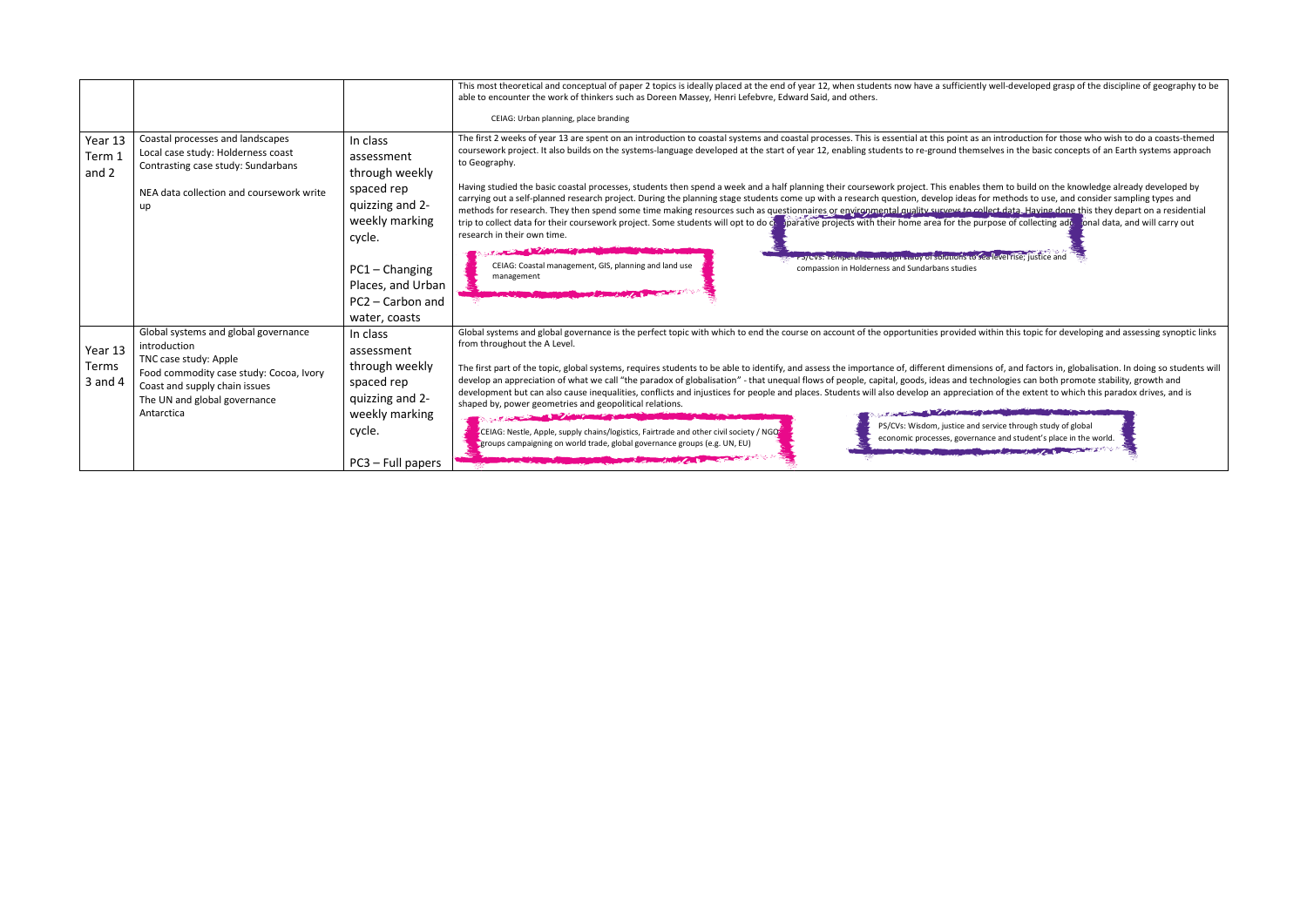| | | | |
|---|---|---|---|
| | | | This most theoretical and conceptual of paper 2 topics is ideally placed at the end of year 12, when students now have a sufficiently well-developed grasp of the discipline of geography to be able to encounter the work of thinkers such as Doreen Massey, Henri Lefebvre, Edward Said, and others.<br><br>CEIAG: Urban planning, place branding |
| Year 13 Term 1 and 2 | Coastal processes and landscapes<br>Local case study: Holderness coast<br>Contrasting case study: Sundarbans<br><br>NEA data collection and coursework write up | In class assessment through weekly spaced rep quizzing and 2-weekly marking cycle.<br><br>PC1 – Changing Places, and Urban<br>PC2 – Carbon and water, coasts | The first 2 weeks of year 13 are spent on an introduction to coastal systems and coastal processes. This is essential at this point as an introduction for those who wish to do a coasts-themed coursework project. It also builds on the systems-language developed at the start of year 12, enabling students to re-ground themselves in the basic concepts of an Earth systems approach to Geography.<br><br>Having studied the basic coastal processes, students then spend a week and a half planning their coursework project. This enables them to build on the knowledge already developed by carrying out a self-planned research project. During the planning stage students come up with a research question, develop ideas for methods to use, and consider sampling types and methods for research. They then spend some time making resources such as questionnaires or environmental quality surveys to collect data. Having done this they depart on a residential trip to collect data for their coursework project. Some students will opt to do comparative projects with their home area for the purpose of collecting additional data, and will carry out research in their own time.<br><br>CEIAG: Coastal management, GIS, planning and land use management<br><br>PS/CVs: Temperance through study of solutions to sea level rise; justice and compassion in Holderness and Sundarbans studies |
| Year 13 Terms 3 and 4 | Global systems and global governance introduction<br>TNC case study: Apple<br>Food commodity case study: Cocoa, Ivory<br>Coast and supply chain issues<br>The UN and global governance<br>Antarctica | In class assessment through weekly spaced rep quizzing and 2-weekly marking cycle.<br><br>PC3 – Full papers | Global systems and global governance is the perfect topic with which to end the course on account of the opportunities provided within this topic for developing and assessing synoptic links from throughout the A Level.<br><br>The first part of the topic, global systems, requires students to be able to identify, and assess the importance of, different dimensions of, and factors in, globalisation. In doing so students will develop an appreciation of what we call "the paradox of globalisation" - that unequal flows of people, capital, goods, ideas and technologies can both promote stability, growth and development but can also cause inequalities, conflicts and injustices for people and places. Students will also develop an appreciation of the extent to which this paradox drives, and is shaped by, power geometries and geopolitical relations.<br><br>CEIAG: Nestle, Apple, supply chains/logistics, Fairtrade and other civil society / NGO groups campaigning on world trade, global governance groups (e.g. UN, EU)<br><br>PS/CVs: Wisdom, justice and service through study of global economic processes, governance and student's place in the world. |